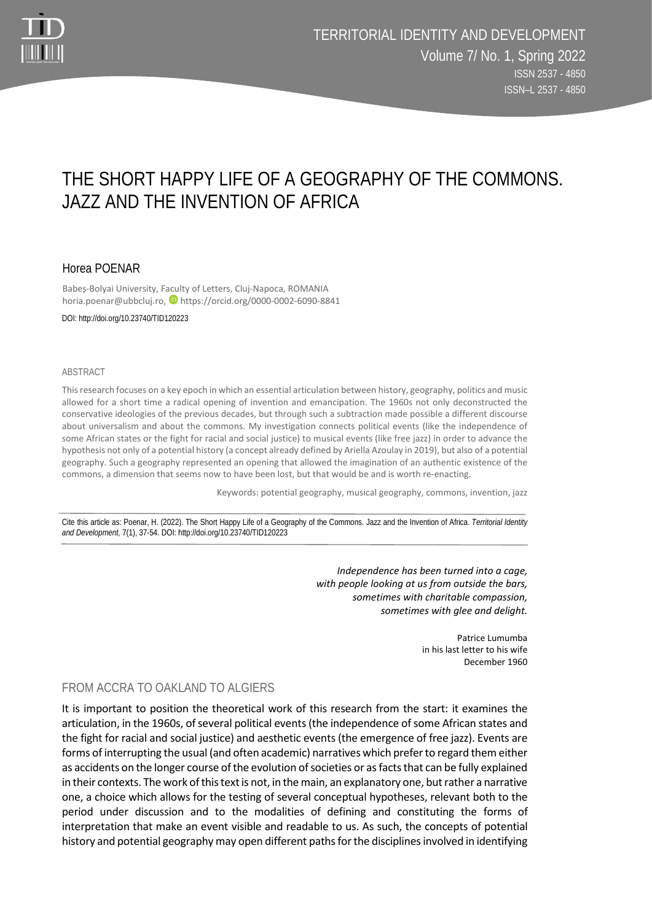# THE SHORT HAPPY LIFE OF A GEOGRAPHY OF THE COMMONS. JAZZ AND THE INVENTION OF AFRICA

Horea POENAR

Babeș-Bolyai University, Faculty of Letters, Cluj-Napoca, ROMANIA
horia.poenar@ubbcluj.ro, https://orcid.org/0000-0002-6090-8841

DOI: http://doi.org/10.23740/TID120223

ABSTRACT

This research focuses on a key epoch in which an essential articulation between history, geography, politics and music allowed for a short time a radical opening of invention and emancipation. The 1960s not only deconstructed the conservative ideologies of the previous decades, but through such a subtraction made possible a different discourse about universalism and about the commons. My investigation connects political events (like the independence of some African states or the fight for racial and social justice) to musical events (like free jazz) in order to advance the hypothesis not only of a potential history (a concept already defined by Ariella Azoulay in 2019), but also of a potential geography. Such a geography represented an opening that allowed the imagination of an authentic existence of the commons, a dimension that seems now to have been lost, but that would be and is worth re-enacting.

Keywords: potential geography, musical geography, commons, invention, jazz

Cite this article as: Poenar, H. (2022). The Short Happy Life of a Geography of the Commons. Jazz and the Invention of Africa. *Territorial Identity and Development*, 7(1), 37-54. DOI: http://doi.org/10.23740/TID120223

*Independence has been turned into a cage,*
*with people looking at us from outside the bars,*
*sometimes with charitable compassion,*
*sometimes with glee and delight.*

Patrice Lumumba
in his last letter to his wife
December 1960

## FROM ACCRA TO OAKLAND TO ALGIERS

It is important to position the theoretical work of this research from the start: it examines the articulation, in the 1960s, of several political events (the independence of some African states and the fight for racial and social justice) and aesthetic events (the emergence of free jazz). Events are forms of interrupting the usual (and often academic) narratives which prefer to regard them either as accidents on the longer course of the evolution of societies or as facts that can be fully explained in their contexts. The work of this text is not, in the main, an explanatory one, but rather a narrative one, a choice which allows for the testing of several conceptual hypotheses, relevant both to the period under discussion and to the modalities of defining and constituting the forms of interpretation that make an event visible and readable to us. As such, the concepts of potential history and potential geography may open different paths for the disciplines involved in identifying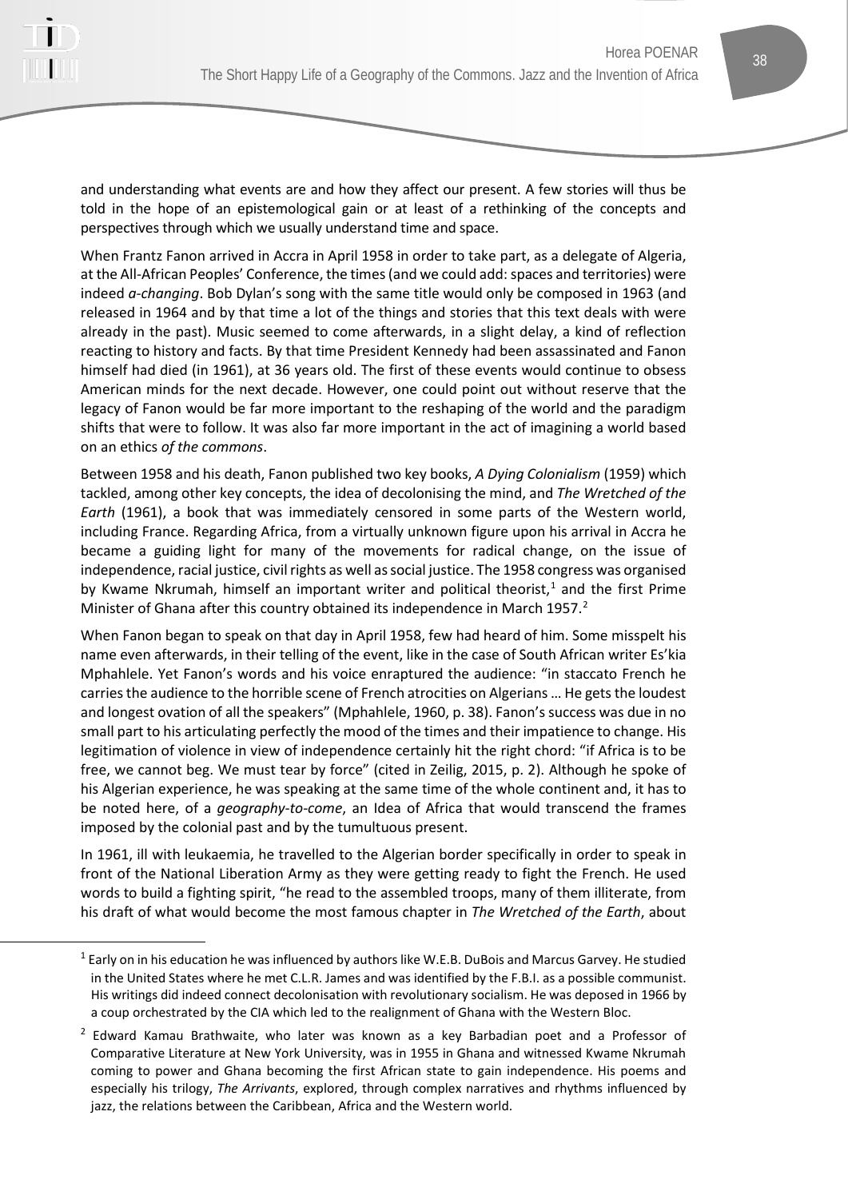and understanding what events are and how they affect our present. A few stories will thus be told in the hope of an epistemological gain or at least of a rethinking of the concepts and perspectives through which we usually understand time and space.

When Frantz Fanon arrived in Accra in April 1958 in order to take part, as a delegate of Algeria, at the All-African Peoples' Conference, the times (and we could add: spaces and territories) were indeed *a-changing*. Bob Dylan's song with the same title would only be composed in 1963 (and released in 1964 and by that time a lot of the things and stories that this text deals with were already in the past). Music seemed to come afterwards, in a slight delay, a kind of reflection reacting to history and facts. By that time President Kennedy had been assassinated and Fanon himself had died (in 1961), at 36 years old. The first of these events would continue to obsess American minds for the next decade. However, one could point out without reserve that the legacy of Fanon would be far more important to the reshaping of the world and the paradigm shifts that were to follow. It was also far more important in the act of imagining a world based on an ethics *of the commons*.

Between 1958 and his death, Fanon published two key books, *A Dying Colonialism* (1959) which tackled, among other key concepts, the idea of decolonising the mind, and *The Wretched of the Earth* (1961), a book that was immediately censored in some parts of the Western world, including France. Regarding Africa, from a virtually unknown figure upon his arrival in Accra he became a guiding light for many of the movements for radical change, on the issue of independence, racial justice, civil rights as well as social justice. The 1958 congress was organised by Kwame Nkrumah, himself an important writer and political theorist,[1] and the first Prime Minister of Ghana after this country obtained its independence in March 1957.[2]

When Fanon began to speak on that day in April 1958, few had heard of him. Some misspelt his name even afterwards, in their telling of the event, like in the case of South African writer Es'kia Mphahlele. Yet Fanon's words and his voice enraptured the audience: "in staccato French he carries the audience to the horrible scene of French atrocities on Algerians … He gets the loudest and longest ovation of all the speakers" (Mphahlele, 1960, p. 38). Fanon's success was due in no small part to his articulating perfectly the mood of the times and their impatience to change. His legitimation of violence in view of independence certainly hit the right chord: "if Africa is to be free, we cannot beg. We must tear by force" (cited in Zeilig, 2015, p. 2). Although he spoke of his Algerian experience, he was speaking at the same time of the whole continent and, it has to be noted here, of a *geography-to-come*, an Idea of Africa that would transcend the frames imposed by the colonial past and by the tumultuous present.

In 1961, ill with leukaemia, he travelled to the Algerian border specifically in order to speak in front of the National Liberation Army as they were getting ready to fight the French. He used words to build a fighting spirit, "he read to the assembled troops, many of them illiterate, from his draft of what would become the most famous chapter in *The Wretched of the Earth*, about

---

[1] Early on in his education he was influenced by authors like W.E.B. DuBois and Marcus Garvey. He studied in the United States where he met C.L.R. James and was identified by the F.B.I. as a possible communist. His writings did indeed connect decolonisation with revolutionary socialism. He was deposed in 1966 by a coup orchestrated by the CIA which led to the realignment of Ghana with the Western Bloc.

[2] Edward Kamau Brathwaite, who later was known as a key Barbadian poet and a Professor of Comparative Literature at New York University, was in 1955 in Ghana and witnessed Kwame Nkrumah coming to power and Ghana becoming the first African state to gain independence. His poems and especially his trilogy, *The Arrivants*, explored, through complex narratives and rhythms influenced by jazz, the relations between the Caribbean, Africa and the Western world.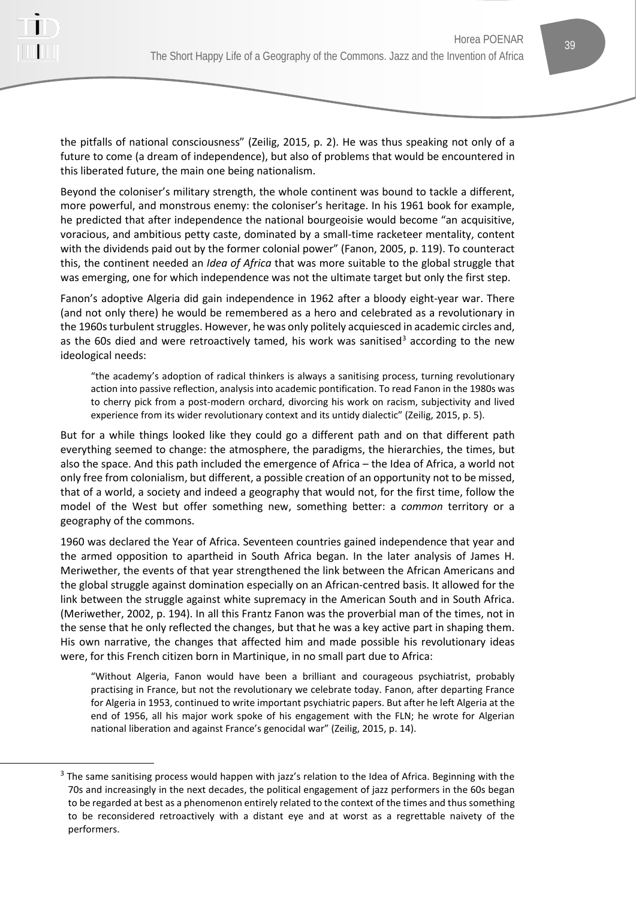the pitfalls of national consciousness" (Zeilig, 2015, p. 2). He was thus speaking not only of a future to come (a dream of independence), but also of problems that would be encountered in this liberated future, the main one being nationalism.

Beyond the coloniser's military strength, the whole continent was bound to tackle a different, more powerful, and monstrous enemy: the coloniser's heritage. In his 1961 book for example, he predicted that after independence the national bourgeoisie would become "an acquisitive, voracious, and ambitious petty caste, dominated by a small-time racketeer mentality, content with the dividends paid out by the former colonial power" (Fanon, 2005, p. 119). To counteract this, the continent needed an *Idea of Africa* that was more suitable to the global struggle that was emerging, one for which independence was not the ultimate target but only the first step.

Fanon's adoptive Algeria did gain independence in 1962 after a bloody eight-year war. There (and not only there) he would be remembered as a hero and celebrated as a revolutionary in the 1960s turbulent struggles. However, he was only politely acquiesced in academic circles and, as the 60s died and were retroactively tamed, his work was sanitised[3] according to the new ideological needs:

> "the academy's adoption of radical thinkers is always a sanitising process, turning revolutionary action into passive reflection, analysis into academic pontification. To read Fanon in the 1980s was to cherry pick from a post-modern orchard, divorcing his work on racism, subjectivity and lived experience from its wider revolutionary context and its untidy dialectic" (Zeilig, 2015, p. 5).

But for a while things looked like they could go a different path and on that different path everything seemed to change: the atmosphere, the paradigms, the hierarchies, the times, but also the space. And this path included the emergence of Africa – the Idea of Africa, a world not only free from colonialism, but different, a possible creation of an opportunity not to be missed, that of a world, a society and indeed a geography that would not, for the first time, follow the model of the West but offer something new, something better: a *common* territory or a geography of the commons.

1960 was declared the Year of Africa. Seventeen countries gained independence that year and the armed opposition to apartheid in South Africa began. In the later analysis of James H. Meriwether, the events of that year strengthened the link between the African Americans and the global struggle against domination especially on an African-centred basis. It allowed for the link between the struggle against white supremacy in the American South and in South Africa. (Meriwether, 2002, p. 194). In all this Frantz Fanon was the proverbial man of the times, not in the sense that he only reflected the changes, but that he was a key active part in shaping them. His own narrative, the changes that affected him and made possible his revolutionary ideas were, for this French citizen born in Martinique, in no small part due to Africa:

> "Without Algeria, Fanon would have been a brilliant and courageous psychiatrist, probably practising in France, but not the revolutionary we celebrate today. Fanon, after departing France for Algeria in 1953, continued to write important psychiatric papers. But after he left Algeria at the end of 1956, all his major work spoke of his engagement with the FLN; he wrote for Algerian national liberation and against France's genocidal war" (Zeilig, 2015, p. 14).

[3] The same sanitising process would happen with jazz's relation to the Idea of Africa. Beginning with the 70s and increasingly in the next decades, the political engagement of jazz performers in the 60s began to be regarded at best as a phenomenon entirely related to the context of the times and thus something to be reconsidered retroactively with a distant eye and at worst as a regrettable naivety of the performers.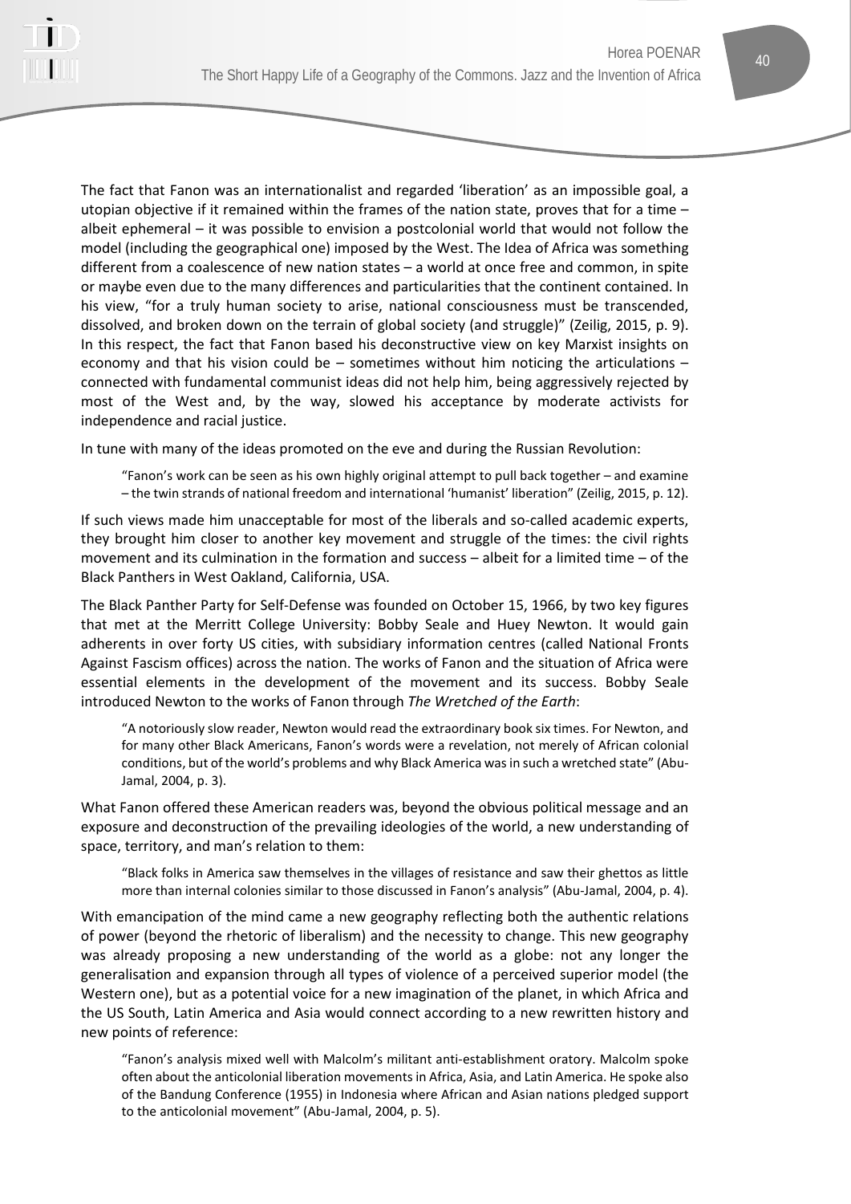The fact that Fanon was an internationalist and regarded 'liberation' as an impossible goal, a utopian objective if it remained within the frames of the nation state, proves that for a time – albeit ephemeral – it was possible to envision a postcolonial world that would not follow the model (including the geographical one) imposed by the West. The Idea of Africa was something different from a coalescence of new nation states – a world at once free and common, in spite or maybe even due to the many differences and particularities that the continent contained. In his view, "for a truly human society to arise, national consciousness must be transcended, dissolved, and broken down on the terrain of global society (and struggle)" (Zeilig, 2015, p. 9). In this respect, the fact that Fanon based his deconstructive view on key Marxist insights on economy and that his vision could be – sometimes without him noticing the articulations – connected with fundamental communist ideas did not help him, being aggressively rejected by most of the West and, by the way, slowed his acceptance by moderate activists for independence and racial justice.

In tune with many of the ideas promoted on the eve and during the Russian Revolution:

> "Fanon's work can be seen as his own highly original attempt to pull back together – and examine – the twin strands of national freedom and international 'humanist' liberation" (Zeilig, 2015, p. 12).

If such views made him unacceptable for most of the liberals and so-called academic experts, they brought him closer to another key movement and struggle of the times: the civil rights movement and its culmination in the formation and success – albeit for a limited time – of the Black Panthers in West Oakland, California, USA.

The Black Panther Party for Self-Defense was founded on October 15, 1966, by two key figures that met at the Merritt College University: Bobby Seale and Huey Newton. It would gain adherents in over forty US cities, with subsidiary information centres (called National Fronts Against Fascism offices) across the nation. The works of Fanon and the situation of Africa were essential elements in the development of the movement and its success. Bobby Seale introduced Newton to the works of Fanon through *The Wretched of the Earth*:

> "A notoriously slow reader, Newton would read the extraordinary book six times. For Newton, and for many other Black Americans, Fanon's words were a revelation, not merely of African colonial conditions, but of the world's problems and why Black America was in such a wretched state" (Abu-Jamal, 2004, p. 3).

What Fanon offered these American readers was, beyond the obvious political message and an exposure and deconstruction of the prevailing ideologies of the world, a new understanding of space, territory, and man's relation to them:

> "Black folks in America saw themselves in the villages of resistance and saw their ghettos as little more than internal colonies similar to those discussed in Fanon's analysis" (Abu-Jamal, 2004, p. 4).

With emancipation of the mind came a new geography reflecting both the authentic relations of power (beyond the rhetoric of liberalism) and the necessity to change. This new geography was already proposing a new understanding of the world as a globe: not any longer the generalisation and expansion through all types of violence of a perceived superior model (the Western one), but as a potential voice for a new imagination of the planet, in which Africa and the US South, Latin America and Asia would connect according to a new rewritten history and new points of reference:

> "Fanon's analysis mixed well with Malcolm's militant anti-establishment oratory. Malcolm spoke often about the anticolonial liberation movements in Africa, Asia, and Latin America. He spoke also of the Bandung Conference (1955) in Indonesia where African and Asian nations pledged support to the anticolonial movement" (Abu-Jamal, 2004, p. 5).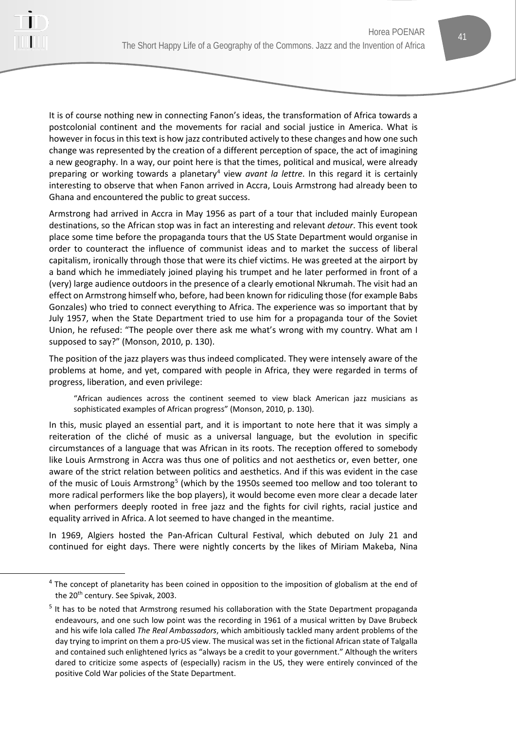It is of course nothing new in connecting Fanon's ideas, the transformation of Africa towards a postcolonial continent and the movements for racial and social justice in America. What is however in focus in this text is how jazz contributed actively to these changes and how one such change was represented by the creation of a different perception of space, the act of imagining a new geography. In a way, our point here is that the times, political and musical, were already preparing or working towards a planetary[4] view *avant la lettre*. In this regard it is certainly interesting to observe that when Fanon arrived in Accra, Louis Armstrong had already been to Ghana and encountered the public to great success.

Armstrong had arrived in Accra in May 1956 as part of a tour that included mainly European destinations, so the African stop was in fact an interesting and relevant *detour*. This event took place some time before the propaganda tours that the US State Department would organise in order to counteract the influence of communist ideas and to market the success of liberal capitalism, ironically through those that were its chief victims. He was greeted at the airport by a band which he immediately joined playing his trumpet and he later performed in front of a (very) large audience outdoors in the presence of a clearly emotional Nkrumah. The visit had an effect on Armstrong himself who, before, had been known for ridiculing those (for example Babs Gonzales) who tried to connect everything to Africa. The experience was so important that by July 1957, when the State Department tried to use him for a propaganda tour of the Soviet Union, he refused: "The people over there ask me what's wrong with my country. What am I supposed to say?" (Monson, 2010, p. 130).

The position of the jazz players was thus indeed complicated. They were intensely aware of the problems at home, and yet, compared with people in Africa, they were regarded in terms of progress, liberation, and even privilege:

> "African audiences across the continent seemed to view black American jazz musicians as sophisticated examples of African progress" (Monson, 2010, p. 130).

In this, music played an essential part, and it is important to note here that it was simply a reiteration of the cliché of music as a universal language, but the evolution in specific circumstances of a language that was African in its roots. The reception offered to somebody like Louis Armstrong in Accra was thus one of politics and not aesthetics or, even better, one aware of the strict relation between politics and aesthetics. And if this was evident in the case of the music of Louis Armstrong[5] (which by the 1950s seemed too mellow and too tolerant to more radical performers like the bop players), it would become even more clear a decade later when performers deeply rooted in free jazz and the fights for civil rights, racial justice and equality arrived in Africa. A lot seemed to have changed in the meantime.

In 1969, Algiers hosted the Pan-African Cultural Festival, which debuted on July 21 and continued for eight days. There were nightly concerts by the likes of Miriam Makeba, Nina

---

[4] The concept of planetarity has been coined in opposition to the imposition of globalism at the end of the 20th century. See Spivak, 2003.

[5] It has to be noted that Armstrong resumed his collaboration with the State Department propaganda endeavours, and one such low point was the recording in 1961 of a musical written by Dave Brubeck and his wife Iola called *The Real Ambassadors*, which ambitiously tackled many ardent problems of the day trying to imprint on them a pro-US view. The musical was set in the fictional African state of Talgalla and contained such enlightened lyrics as "always be a credit to your government." Although the writers dared to criticize some aspects of (especially) racism in the US, they were entirely convinced of the positive Cold War policies of the State Department.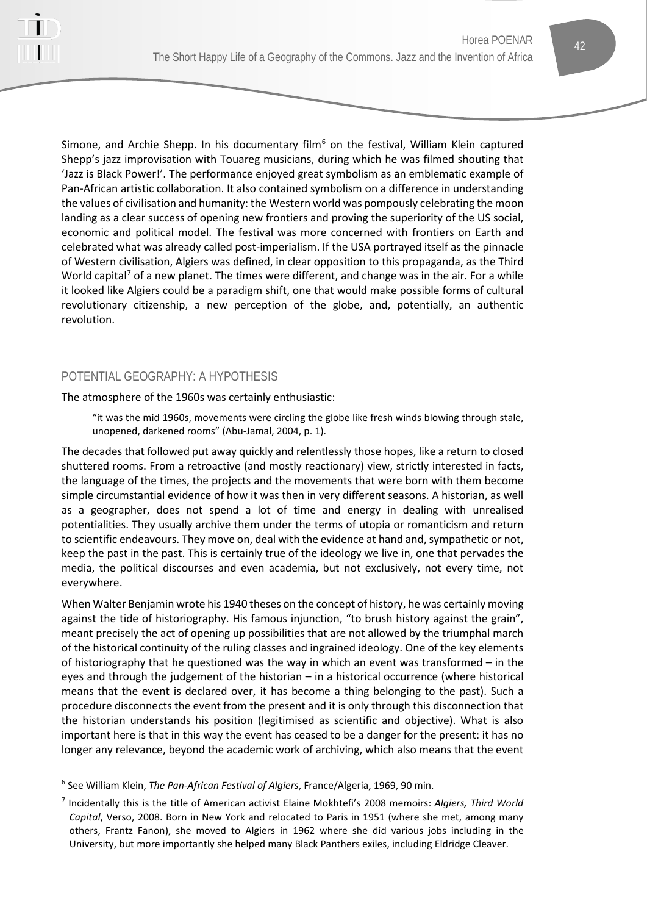Simone, and Archie Shepp. In his documentary film[6] on the festival, William Klein captured Shepp's jazz improvisation with Touareg musicians, during which he was filmed shouting that 'Jazz is Black Power!'. The performance enjoyed great symbolism as an emblematic example of Pan-African artistic collaboration. It also contained symbolism on a difference in understanding the values of civilisation and humanity: the Western world was pompously celebrating the moon landing as a clear success of opening new frontiers and proving the superiority of the US social, economic and political model. The festival was more concerned with frontiers on Earth and celebrated what was already called post-imperialism. If the USA portrayed itself as the pinnacle of Western civilisation, Algiers was defined, in clear opposition to this propaganda, as the Third World capital[7] of a new planet. The times were different, and change was in the air. For a while it looked like Algiers could be a paradigm shift, one that would make possible forms of cultural revolutionary citizenship, a new perception of the globe, and, potentially, an authentic revolution.

## POTENTIAL GEOGRAPHY: A HYPOTHESIS

The atmosphere of the 1960s was certainly enthusiastic:

> "it was the mid 1960s, movements were circling the globe like fresh winds blowing through stale, unopened, darkened rooms" (Abu-Jamal, 2004, p. 1).

The decades that followed put away quickly and relentlessly those hopes, like a return to closed shuttered rooms. From a retroactive (and mostly reactionary) view, strictly interested in facts, the language of the times, the projects and the movements that were born with them become simple circumstantial evidence of how it was then in very different seasons. A historian, as well as a geographer, does not spend a lot of time and energy in dealing with unrealised potentialities. They usually archive them under the terms of utopia or romanticism and return to scientific endeavours. They move on, deal with the evidence at hand and, sympathetic or not, keep the past in the past. This is certainly true of the ideology we live in, one that pervades the media, the political discourses and even academia, but not exclusively, not every time, not everywhere.

When Walter Benjamin wrote his 1940 theses on the concept of history, he was certainly moving against the tide of historiography. His famous injunction, "to brush history against the grain", meant precisely the act of opening up possibilities that are not allowed by the triumphal march of the historical continuity of the ruling classes and ingrained ideology. One of the key elements of historiography that he questioned was the way in which an event was transformed – in the eyes and through the judgement of the historian – in a historical occurrence (where historical means that the event is declared over, it has become a thing belonging to the past). Such a procedure disconnects the event from the present and it is only through this disconnection that the historian understands his position (legitimised as scientific and objective). What is also important here is that in this way the event has ceased to be a danger for the present: it has no longer any relevance, beyond the academic work of archiving, which also means that the event

---

[6] See William Klein, *The Pan-African Festival of Algiers*, France/Algeria, 1969, 90 min.

[7] Incidentally this is the title of American activist Elaine Mokhtefi's 2008 memoirs: *Algiers, Third World Capital*, Verso, 2008. Born in New York and relocated to Paris in 1951 (where she met, among many others, Frantz Fanon), she moved to Algiers in 1962 where she did various jobs including in the University, but more importantly she helped many Black Panthers exiles, including Eldridge Cleaver.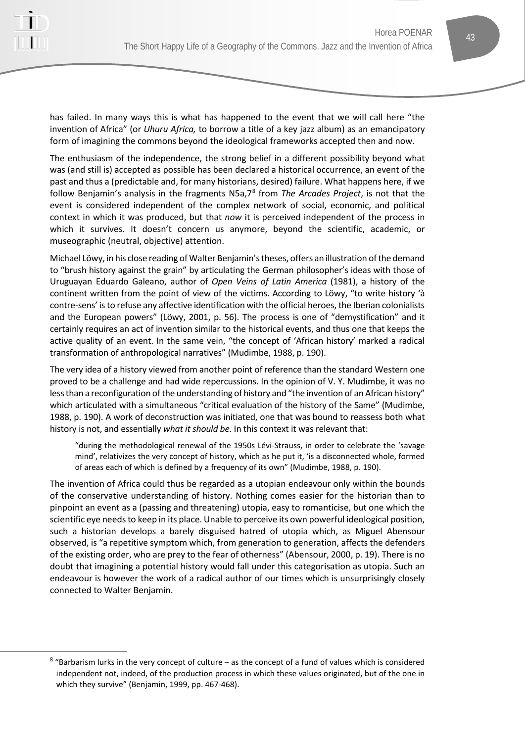has failed. In many ways this is what has happened to the event that we will call here "the invention of Africa" (or *Uhuru Africa,* to borrow a title of a key jazz album) as an emancipatory form of imagining the commons beyond the ideological frameworks accepted then and now.

The enthusiasm of the independence, the strong belief in a different possibility beyond what was (and still is) accepted as possible has been declared a historical occurrence, an event of the past and thus a (predictable and, for many historians, desired) failure. What happens here, if we follow Benjamin's analysis in the fragments N5a,7[8] from *The Arcades Project*, is not that the event is considered independent of the complex network of social, economic, and political context in which it was produced, but that *now* it is perceived independent of the process in which it survives. It doesn't concern us anymore, beyond the scientific, academic, or museographic (neutral, objective) attention.

Michael Löwy, in his close reading of Walter Benjamin's theses, offers an illustration of the demand to "brush history against the grain" by articulating the German philosopher's ideas with those of Uruguayan Eduardo Galeano, author of *Open Veins of Latin America* (1981), a history of the continent written from the point of view of the victims. According to Löwy, "to write history 'à contre-sens' is to refuse any affective identification with the official heroes, the Iberian colonialists and the European powers" (Löwy, 2001, p. 56). The process is one of "demystification" and it certainly requires an act of invention similar to the historical events, and thus one that keeps the active quality of an event. In the same vein, "the concept of 'African history' marked a radical transformation of anthropological narratives" (Mudimbe, 1988, p. 190).

The very idea of a history viewed from another point of reference than the standard Western one proved to be a challenge and had wide repercussions. In the opinion of V. Y. Mudimbe, it was no less than a reconfiguration of the understanding of history and "the invention of an African history" which articulated with a simultaneous "critical evaluation of the history of the Same" (Mudimbe, 1988, p. 190). A work of deconstruction was initiated, one that was bound to reassess both what history is not, and essentially *what it should be*. In this context it was relevant that:

> "during the methodological renewal of the 1950s Lévi-Strauss, in order to celebrate the 'savage mind', relativizes the very concept of history, which as he put it, 'is a disconnected whole, formed of areas each of which is defined by a frequency of its own" (Mudimbe, 1988, p. 190).

The invention of Africa could thus be regarded as a utopian endeavour only within the bounds of the conservative understanding of history. Nothing comes easier for the historian than to pinpoint an event as a (passing and threatening) utopia, easy to romanticise, but one which the scientific eye needs to keep in its place. Unable to perceive its own powerful ideological position, such a historian develops a barely disguised hatred of utopia which, as Miguel Abensour observed, is "a repetitive symptom which, from generation to generation, affects the defenders of the existing order, who are prey to the fear of otherness" (Abensour, 2000, p. 19). There is no doubt that imagining a potential history would fall under this categorisation as utopia. Such an endeavour is however the work of a radical author of our times which is unsurprisingly closely connected to Walter Benjamin.

[8] "Barbarism lurks in the very concept of culture – as the concept of a fund of values which is considered independent not, indeed, of the production process in which these values originated, but of the one in which they survive" (Benjamin, 1999, pp. 467-468).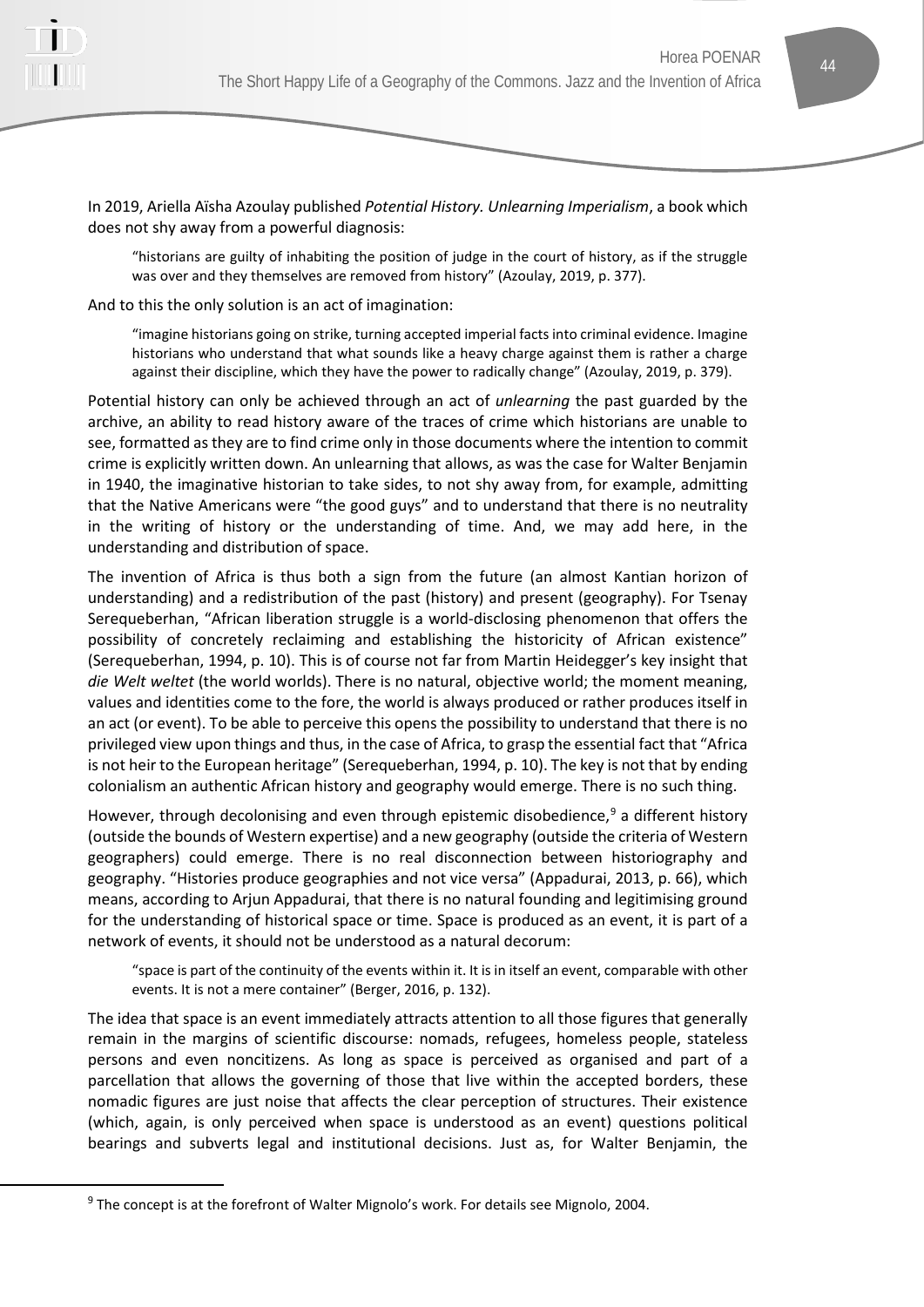In 2019, Ariella Aïsha Azoulay published *Potential History. Unlearning Imperialism*, a book which does not shy away from a powerful diagnosis:

> "historians are guilty of inhabiting the position of judge in the court of history, as if the struggle was over and they themselves are removed from history" (Azoulay, 2019, p. 377).

And to this the only solution is an act of imagination:

> "imagine historians going on strike, turning accepted imperial facts into criminal evidence. Imagine historians who understand that what sounds like a heavy charge against them is rather a charge against their discipline, which they have the power to radically change" (Azoulay, 2019, p. 379).

Potential history can only be achieved through an act of *unlearning* the past guarded by the archive, an ability to read history aware of the traces of crime which historians are unable to see, formatted as they are to find crime only in those documents where the intention to commit crime is explicitly written down. An unlearning that allows, as was the case for Walter Benjamin in 1940, the imaginative historian to take sides, to not shy away from, for example, admitting that the Native Americans were "the good guys" and to understand that there is no neutrality in the writing of history or the understanding of time. And, we may add here, in the understanding and distribution of space.

The invention of Africa is thus both a sign from the future (an almost Kantian horizon of understanding) and a redistribution of the past (history) and present (geography). For Tsenay Serequeberhan, "African liberation struggle is a world-disclosing phenomenon that offers the possibility of concretely reclaiming and establishing the historicity of African existence" (Serequeberhan, 1994, p. 10). This is of course not far from Martin Heidegger's key insight that *die Welt weltet* (the world worlds). There is no natural, objective world; the moment meaning, values and identities come to the fore, the world is always produced or rather produces itself in an act (or event). To be able to perceive this opens the possibility to understand that there is no privileged view upon things and thus, in the case of Africa, to grasp the essential fact that "Africa is not heir to the European heritage" (Serequeberhan, 1994, p. 10). The key is not that by ending colonialism an authentic African history and geography would emerge. There is no such thing.

However, through decolonising and even through epistemic disobedience,[9] a different history (outside the bounds of Western expertise) and a new geography (outside the criteria of Western geographers) could emerge. There is no real disconnection between historiography and geography. "Histories produce geographies and not vice versa" (Appadurai, 2013, p. 66), which means, according to Arjun Appadurai, that there is no natural founding and legitimising ground for the understanding of historical space or time. Space is produced as an event, it is part of a network of events, it should not be understood as a natural decorum:

> "space is part of the continuity of the events within it. It is in itself an event, comparable with other events. It is not a mere container" (Berger, 2016, p. 132).

The idea that space is an event immediately attracts attention to all those figures that generally remain in the margins of scientific discourse: nomads, refugees, homeless people, stateless persons and even noncitizens. As long as space is perceived as organised and part of a parcellation that allows the governing of those that live within the accepted borders, these nomadic figures are just noise that affects the clear perception of structures. Their existence (which, again, is only perceived when space is understood as an event) questions political bearings and subverts legal and institutional decisions. Just as, for Walter Benjamin, the

---

[9] The concept is at the forefront of Walter Mignolo's work. For details see Mignolo, 2004.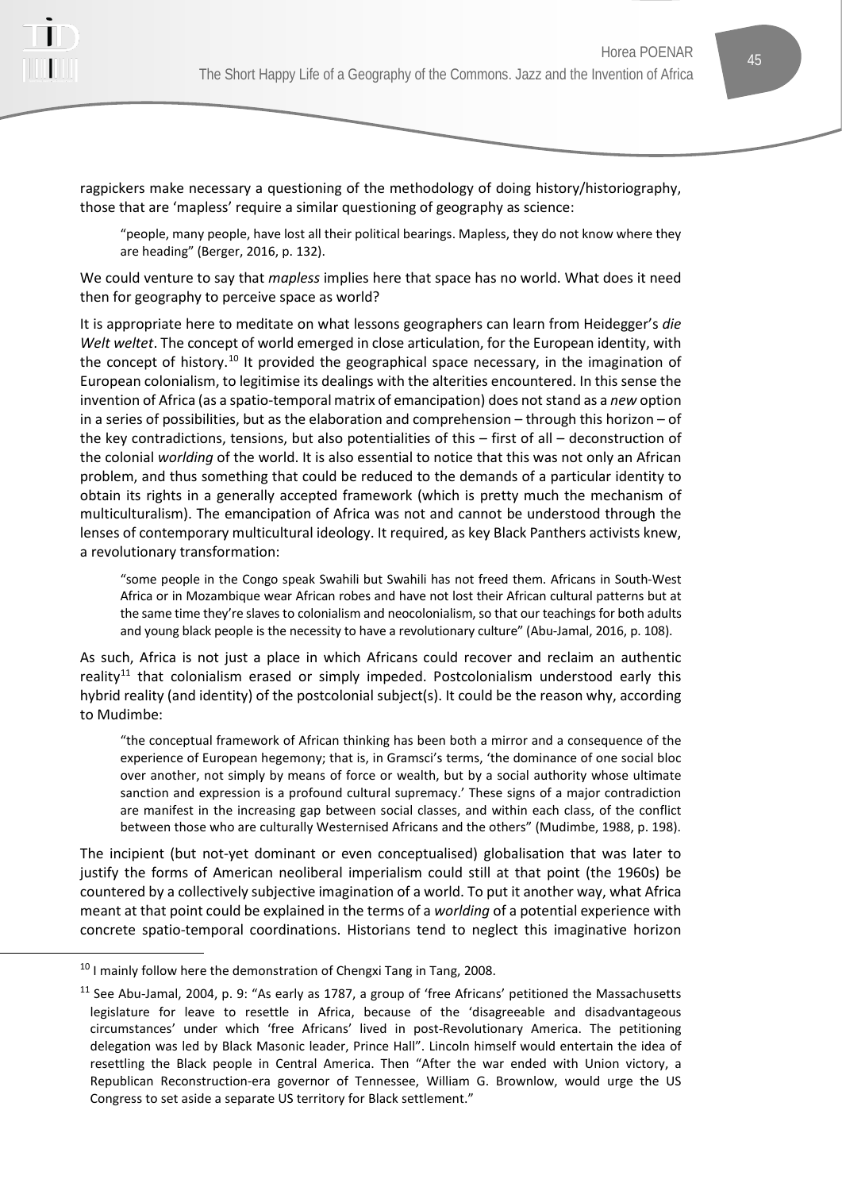ragpickers make necessary a questioning of the methodology of doing history/historiography, those that are 'mapless' require a similar questioning of geography as science:

> "people, many people, have lost all their political bearings. Mapless, they do not know where they are heading" (Berger, 2016, p. 132).

We could venture to say that *mapless* implies here that space has no world. What does it need then for geography to perceive space as world?

It is appropriate here to meditate on what lessons geographers can learn from Heidegger's *die Welt weltet*. The concept of world emerged in close articulation, for the European identity, with the concept of history.[10] It provided the geographical space necessary, in the imagination of European colonialism, to legitimise its dealings with the alterities encountered. In this sense the invention of Africa (as a spatio-temporal matrix of emancipation) does not stand as a *new* option in a series of possibilities, but as the elaboration and comprehension – through this horizon – of the key contradictions, tensions, but also potentialities of this – first of all – deconstruction of the colonial *worlding* of the world. It is also essential to notice that this was not only an African problem, and thus something that could be reduced to the demands of a particular identity to obtain its rights in a generally accepted framework (which is pretty much the mechanism of multiculturalism). The emancipation of Africa was not and cannot be understood through the lenses of contemporary multicultural ideology. It required, as key Black Panthers activists knew, a revolutionary transformation:

> "some people in the Congo speak Swahili but Swahili has not freed them. Africans in South-West Africa or in Mozambique wear African robes and have not lost their African cultural patterns but at the same time they're slaves to colonialism and neocolonialism, so that our teachings for both adults and young black people is the necessity to have a revolutionary culture" (Abu-Jamal, 2016, p. 108).

As such, Africa is not just a place in which Africans could recover and reclaim an authentic reality[11] that colonialism erased or simply impeded. Postcolonialism understood early this hybrid reality (and identity) of the postcolonial subject(s). It could be the reason why, according to Mudimbe:

> "the conceptual framework of African thinking has been both a mirror and a consequence of the experience of European hegemony; that is, in Gramsci's terms, 'the dominance of one social bloc over another, not simply by means of force or wealth, but by a social authority whose ultimate sanction and expression is a profound cultural supremacy.' These signs of a major contradiction are manifest in the increasing gap between social classes, and within each class, of the conflict between those who are culturally Westernised Africans and the others" (Mudimbe, 1988, p. 198).

The incipient (but not-yet dominant or even conceptualised) globalisation that was later to justify the forms of American neoliberal imperialism could still at that point (the 1960s) be countered by a collectively subjective imagination of a world. To put it another way, what Africa meant at that point could be explained in the terms of a *worlding* of a potential experience with concrete spatio-temporal coordinations. Historians tend to neglect this imaginative horizon

---

[10] I mainly follow here the demonstration of Chengxi Tang in Tang, 2008.

[11] See Abu-Jamal, 2004, p. 9: "As early as 1787, a group of 'free Africans' petitioned the Massachusetts legislature for leave to resettle in Africa, because of the 'disagreeable and disadvantageous circumstances' under which 'free Africans' lived in post-Revolutionary America. The petitioning delegation was led by Black Masonic leader, Prince Hall". Lincoln himself would entertain the idea of resettling the Black people in Central America. Then "After the war ended with Union victory, a Republican Reconstruction-era governor of Tennessee, William G. Brownlow, would urge the US Congress to set aside a separate US territory for Black settlement."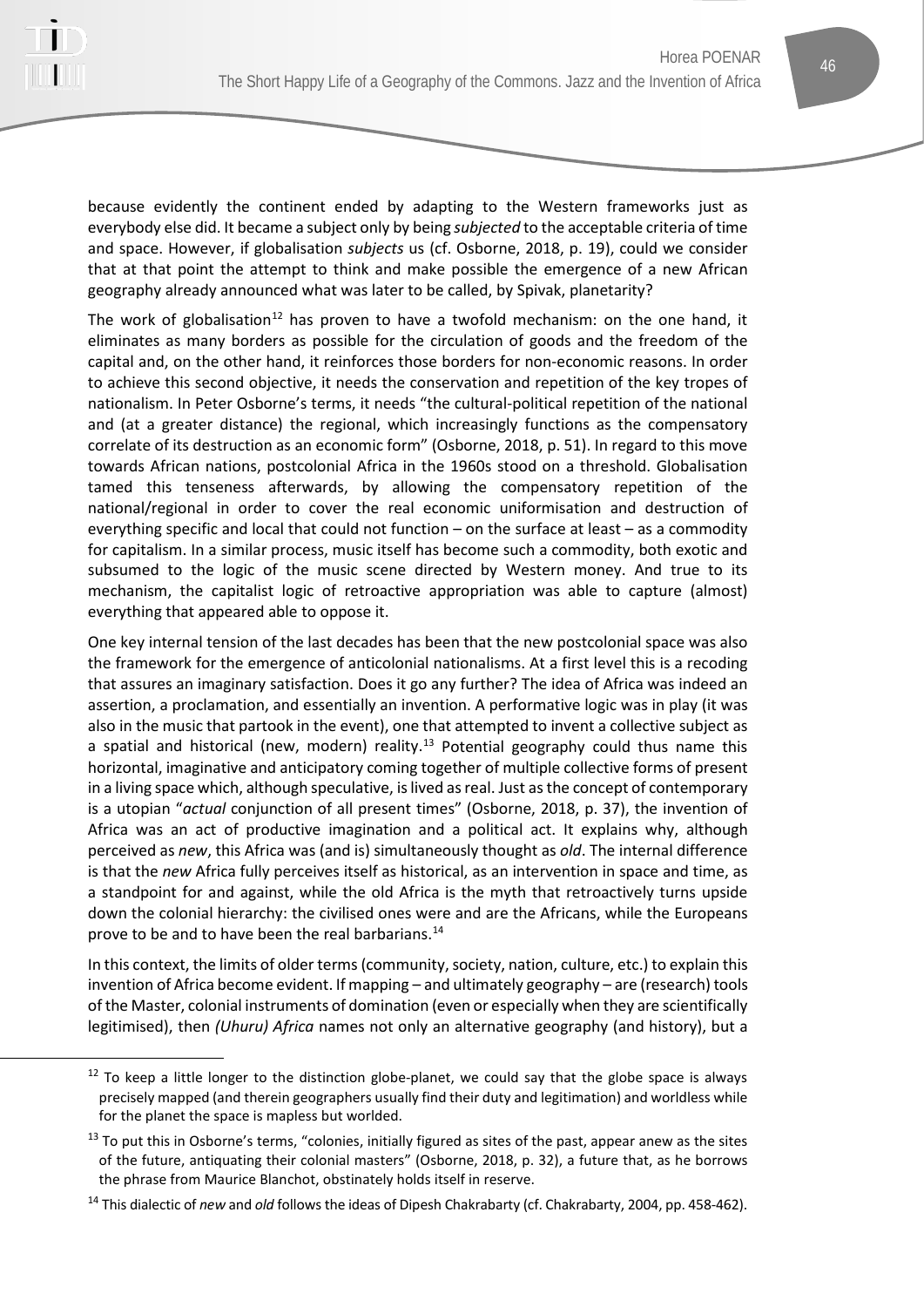because evidently the continent ended by adapting to the Western frameworks just as everybody else did. It became a subject only by being *subjected* to the acceptable criteria of time and space. However, if globalisation *subjects* us (cf. Osborne, 2018, p. 19), could we consider that at that point the attempt to think and make possible the emergence of a new African geography already announced what was later to be called, by Spivak, planetarity?

The work of globalisation[12] has proven to have a twofold mechanism: on the one hand, it eliminates as many borders as possible for the circulation of goods and the freedom of the capital and, on the other hand, it reinforces those borders for non-economic reasons. In order to achieve this second objective, it needs the conservation and repetition of the key tropes of nationalism. In Peter Osborne's terms, it needs "the cultural-political repetition of the national and (at a greater distance) the regional, which increasingly functions as the compensatory correlate of its destruction as an economic form" (Osborne, 2018, p. 51). In regard to this move towards African nations, postcolonial Africa in the 1960s stood on a threshold. Globalisation tamed this tenseness afterwards, by allowing the compensatory repetition of the national/regional in order to cover the real economic uniformisation and destruction of everything specific and local that could not function – on the surface at least – as a commodity for capitalism. In a similar process, music itself has become such a commodity, both exotic and subsumed to the logic of the music scene directed by Western money. And true to its mechanism, the capitalist logic of retroactive appropriation was able to capture (almost) everything that appeared able to oppose it.

One key internal tension of the last decades has been that the new postcolonial space was also the framework for the emergence of anticolonial nationalisms. At a first level this is a recoding that assures an imaginary satisfaction. Does it go any further? The idea of Africa was indeed an assertion, a proclamation, and essentially an invention. A performative logic was in play (it was also in the music that partook in the event), one that attempted to invent a collective subject as a spatial and historical (new, modern) reality.[13] Potential geography could thus name this horizontal, imaginative and anticipatory coming together of multiple collective forms of present in a living space which, although speculative, is lived as real. Just as the concept of contemporary is a utopian "*actual* conjunction of all present times" (Osborne, 2018, p. 37), the invention of Africa was an act of productive imagination and a political act. It explains why, although perceived as *new*, this Africa was (and is) simultaneously thought as *old*. The internal difference is that the *new* Africa fully perceives itself as historical, as an intervention in space and time, as a standpoint for and against, while the old Africa is the myth that retroactively turns upside down the colonial hierarchy: the civilised ones were and are the Africans, while the Europeans prove to be and to have been the real barbarians.[14]

In this context, the limits of older terms (community, society, nation, culture, etc.) to explain this invention of Africa become evident. If mapping – and ultimately geography – are (research) tools of the Master, colonial instruments of domination (even or especially when they are scientifically legitimised), then *(Uhuru) Africa* names not only an alternative geography (and history), but a

[12] To keep a little longer to the distinction globe-planet, we could say that the globe space is always precisely mapped (and therein geographers usually find their duty and legitimation) and worldless while for the planet the space is mapless but worlded.

[13] To put this in Osborne's terms, "colonies, initially figured as sites of the past, appear anew as the sites of the future, antiquating their colonial masters" (Osborne, 2018, p. 32), a future that, as he borrows the phrase from Maurice Blanchot, obstinately holds itself in reserve.

[14] This dialectic of *new* and *old* follows the ideas of Dipesh Chakrabarty (cf. Chakrabarty, 2004, pp. 458-462).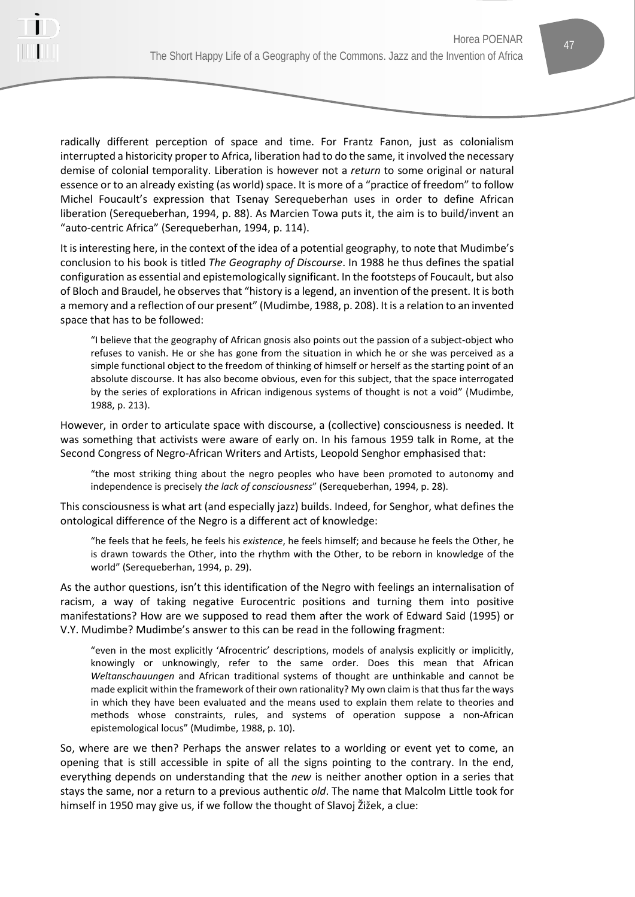radically different perception of space and time. For Frantz Fanon, just as colonialism interrupted a historicity proper to Africa, liberation had to do the same, it involved the necessary demise of colonial temporality. Liberation is however not a *return* to some original or natural essence or to an already existing (as world) space. It is more of a "practice of freedom" to follow Michel Foucault's expression that Tsenay Serequeberhan uses in order to define African liberation (Serequeberhan, 1994, p. 88). As Marcien Towa puts it, the aim is to build/invent an "auto-centric Africa" (Serequeberhan, 1994, p. 114).

It is interesting here, in the context of the idea of a potential geography, to note that Mudimbe's conclusion to his book is titled *The Geography of Discourse*. In 1988 he thus defines the spatial configuration as essential and epistemologically significant. In the footsteps of Foucault, but also of Bloch and Braudel, he observes that "history is a legend, an invention of the present. It is both a memory and a reflection of our present" (Mudimbe, 1988, p. 208). It is a relation to an invented space that has to be followed:

> "I believe that the geography of African gnosis also points out the passion of a subject-object who refuses to vanish. He or she has gone from the situation in which he or she was perceived as a simple functional object to the freedom of thinking of himself or herself as the starting point of an absolute discourse. It has also become obvious, even for this subject, that the space interrogated by the series of explorations in African indigenous systems of thought is not a void" (Mudimbe, 1988, p. 213).

However, in order to articulate space with discourse, a (collective) consciousness is needed. It was something that activists were aware of early on. In his famous 1959 talk in Rome, at the Second Congress of Negro-African Writers and Artists, Leopold Senghor emphasised that:

> "the most striking thing about the negro peoples who have been promoted to autonomy and independence is precisely *the lack of consciousness*" (Serequeberhan, 1994, p. 28).

This consciousness is what art (and especially jazz) builds. Indeed, for Senghor, what defines the ontological difference of the Negro is a different act of knowledge:

> "he feels that he feels, he feels his *existence*, he feels himself; and because he feels the Other, he is drawn towards the Other, into the rhythm with the Other, to be reborn in knowledge of the world" (Serequeberhan, 1994, p. 29).

As the author questions, isn't this identification of the Negro with feelings an internalisation of racism, a way of taking negative Eurocentric positions and turning them into positive manifestations? How are we supposed to read them after the work of Edward Said (1995) or V.Y. Mudimbe? Mudimbe's answer to this can be read in the following fragment:

> "even in the most explicitly 'Afrocentric' descriptions, models of analysis explicitly or implicitly, knowingly or unknowingly, refer to the same order. Does this mean that African *Weltanschauungen* and African traditional systems of thought are unthinkable and cannot be made explicit within the framework of their own rationality? My own claim is that thus far the ways in which they have been evaluated and the means used to explain them relate to theories and methods whose constraints, rules, and systems of operation suppose a non-African epistemological locus" (Mudimbe, 1988, p. 10).

So, where are we then? Perhaps the answer relates to a worlding or event yet to come, an opening that is still accessible in spite of all the signs pointing to the contrary. In the end, everything depends on understanding that the *new* is neither another option in a series that stays the same, nor a return to a previous authentic *old*. The name that Malcolm Little took for himself in 1950 may give us, if we follow the thought of Slavoj Žižek, a clue: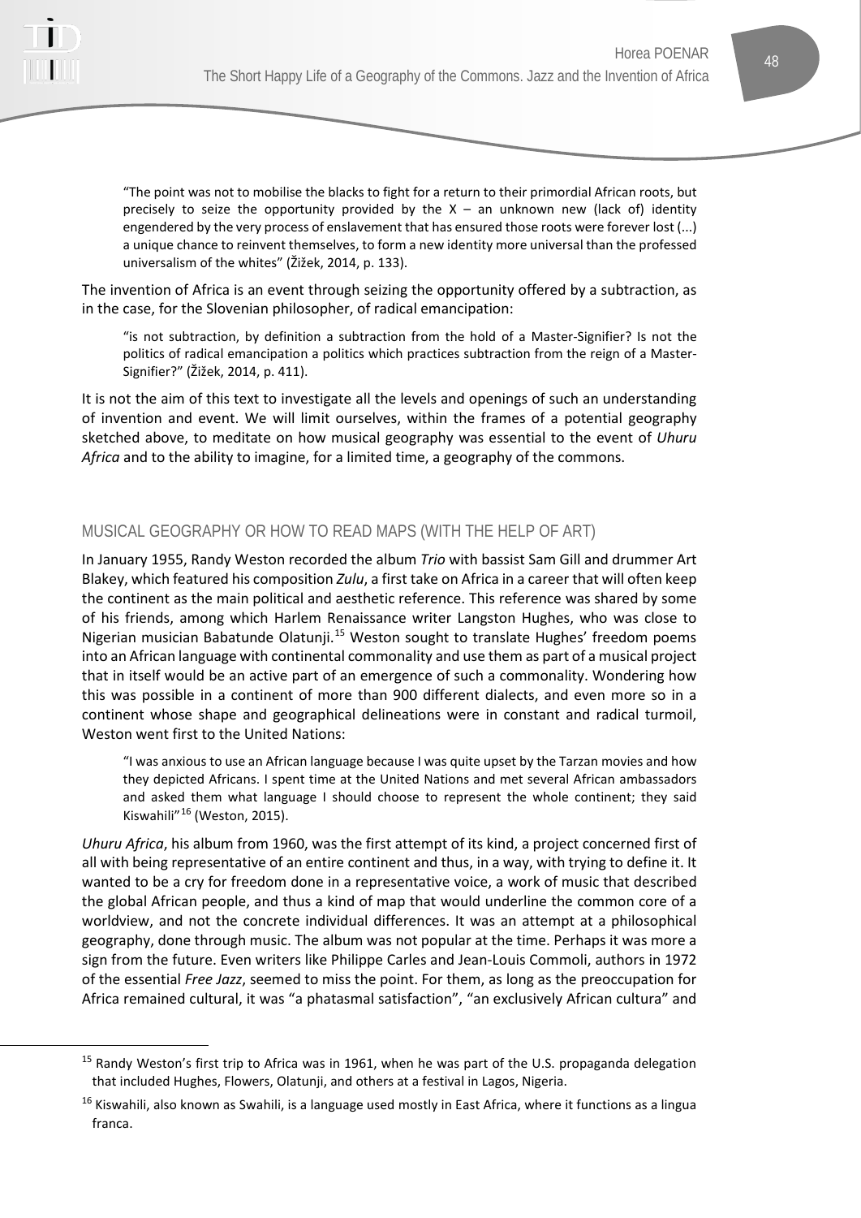> "The point was not to mobilise the blacks to fight for a return to their primordial African roots, but precisely to seize the opportunity provided by the X – an unknown new (lack of) identity engendered by the very process of enslavement that has ensured those roots were forever lost (...) a unique chance to reinvent themselves, to form a new identity more universal than the professed universalism of the whites" (Žižek, 2014, p. 133).

The invention of Africa is an event through seizing the opportunity offered by a subtraction, as in the case, for the Slovenian philosopher, of radical emancipation:

> "is not subtraction, by definition a subtraction from the hold of a Master-Signifier? Is not the politics of radical emancipation a politics which practices subtraction from the reign of a Master-Signifier?" (Žižek, 2014, p. 411).

It is not the aim of this text to investigate all the levels and openings of such an understanding of invention and event. We will limit ourselves, within the frames of a potential geography sketched above, to meditate on how musical geography was essential to the event of *Uhuru Africa* and to the ability to imagine, for a limited time, a geography of the commons.

## MUSICAL GEOGRAPHY OR HOW TO READ MAPS (WITH THE HELP OF ART)

In January 1955, Randy Weston recorded the album *Trio* with bassist Sam Gill and drummer Art Blakey, which featured his composition *Zulu*, a first take on Africa in a career that will often keep the continent as the main political and aesthetic reference. This reference was shared by some of his friends, among which Harlem Renaissance writer Langston Hughes, who was close to Nigerian musician Babatunde Olatunji.[15] Weston sought to translate Hughes' freedom poems into an African language with continental commonality and use them as part of a musical project that in itself would be an active part of an emergence of such a commonality. Wondering how this was possible in a continent of more than 900 different dialects, and even more so in a continent whose shape and geographical delineations were in constant and radical turmoil, Weston went first to the United Nations:

> "I was anxious to use an African language because I was quite upset by the Tarzan movies and how they depicted Africans. I spent time at the United Nations and met several African ambassadors and asked them what language I should choose to represent the whole continent; they said Kiswahili"[16] (Weston, 2015).

*Uhuru Africa*, his album from 1960, was the first attempt of its kind, a project concerned first of all with being representative of an entire continent and thus, in a way, with trying to define it. It wanted to be a cry for freedom done in a representative voice, a work of music that described the global African people, and thus a kind of map that would underline the common core of a worldview, and not the concrete individual differences. It was an attempt at a philosophical geography, done through music. The album was not popular at the time. Perhaps it was more a sign from the future. Even writers like Philippe Carles and Jean-Louis Commoli, authors in 1972 of the essential *Free Jazz*, seemed to miss the point. For them, as long as the preoccupation for Africa remained cultural, it was "a phatasmal satisfaction", "an exclusively African cultura" and

[15] Randy Weston's first trip to Africa was in 1961, when he was part of the U.S. propaganda delegation that included Hughes, Flowers, Olatunji, and others at a festival in Lagos, Nigeria.

[16] Kiswahili, also known as Swahili, is a language used mostly in East Africa, where it functions as a lingua franca.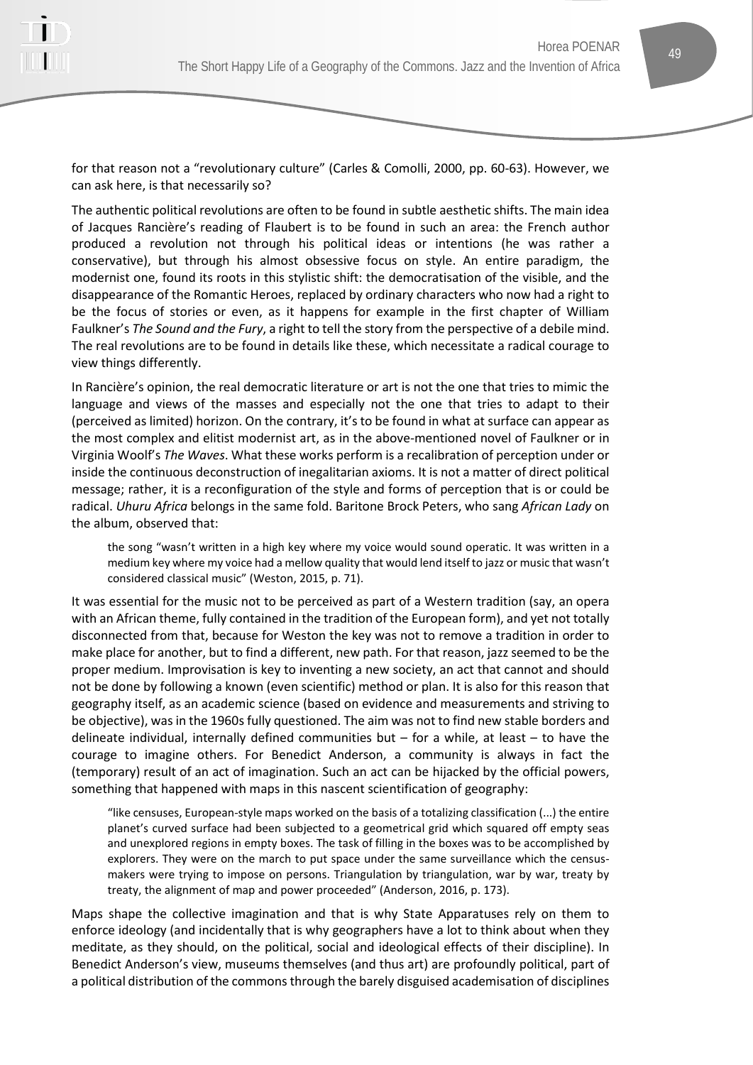for that reason not a “revolutionary culture” (Carles & Comolli, 2000, pp. 60-63). However, we can ask here, is that necessarily so?

The authentic political revolutions are often to be found in subtle aesthetic shifts. The main idea of Jacques Rancière’s reading of Flaubert is to be found in such an area: the French author produced a revolution not through his political ideas or intentions (he was rather a conservative), but through his almost obsessive focus on style. An entire paradigm, the modernist one, found its roots in this stylistic shift: the democratisation of the visible, and the disappearance of the Romantic Heroes, replaced by ordinary characters who now had a right to be the focus of stories or even, as it happens for example in the first chapter of William Faulkner’s *The Sound and the Fury*, a right to tell the story from the perspective of a debile mind. The real revolutions are to be found in details like these, which necessitate a radical courage to view things differently.

In Rancière’s opinion, the real democratic literature or art is not the one that tries to mimic the language and views of the masses and especially not the one that tries to adapt to their (perceived as limited) horizon. On the contrary, it’s to be found in what at surface can appear as the most complex and elitist modernist art, as in the above-mentioned novel of Faulkner or in Virginia Woolf’s *The Waves*. What these works perform is a recalibration of perception under or inside the continuous deconstruction of inegalitarian axioms. It is not a matter of direct political message; rather, it is a reconfiguration of the style and forms of perception that is or could be radical. *Uhuru Africa* belongs in the same fold. Baritone Brock Peters, who sang *African Lady* on the album, observed that:

> the song “wasn’t written in a high key where my voice would sound operatic. It was written in a medium key where my voice had a mellow quality that would lend itself to jazz or music that wasn’t considered classical music” (Weston, 2015, p. 71).

It was essential for the music not to be perceived as part of a Western tradition (say, an opera with an African theme, fully contained in the tradition of the European form), and yet not totally disconnected from that, because for Weston the key was not to remove a tradition in order to make place for another, but to find a different, new path. For that reason, jazz seemed to be the proper medium. Improvisation is key to inventing a new society, an act that cannot and should not be done by following a known (even scientific) method or plan. It is also for this reason that geography itself, as an academic science (based on evidence and measurements and striving to be objective), was in the 1960s fully questioned. The aim was not to find new stable borders and delineate individual, internally defined communities but – for a while, at least – to have the courage to imagine others. For Benedict Anderson, a community is always in fact the (temporary) result of an act of imagination. Such an act can be hijacked by the official powers, something that happened with maps in this nascent scientification of geography:

> “like censuses, European-style maps worked on the basis of a totalizing classification (...) the entire planet’s curved surface had been subjected to a geometrical grid which squared off empty seas and unexplored regions in empty boxes. The task of filling in the boxes was to be accomplished by explorers. They were on the march to put space under the same surveillance which the census-makers were trying to impose on persons. Triangulation by triangulation, war by war, treaty by treaty, the alignment of map and power proceeded” (Anderson, 2016, p. 173).

Maps shape the collective imagination and that is why State Apparatuses rely on them to enforce ideology (and incidentally that is why geographers have a lot to think about when they meditate, as they should, on the political, social and ideological effects of their discipline). In Benedict Anderson’s view, museums themselves (and thus art) are profoundly political, part of a political distribution of the commons through the barely disguised academisation of disciplines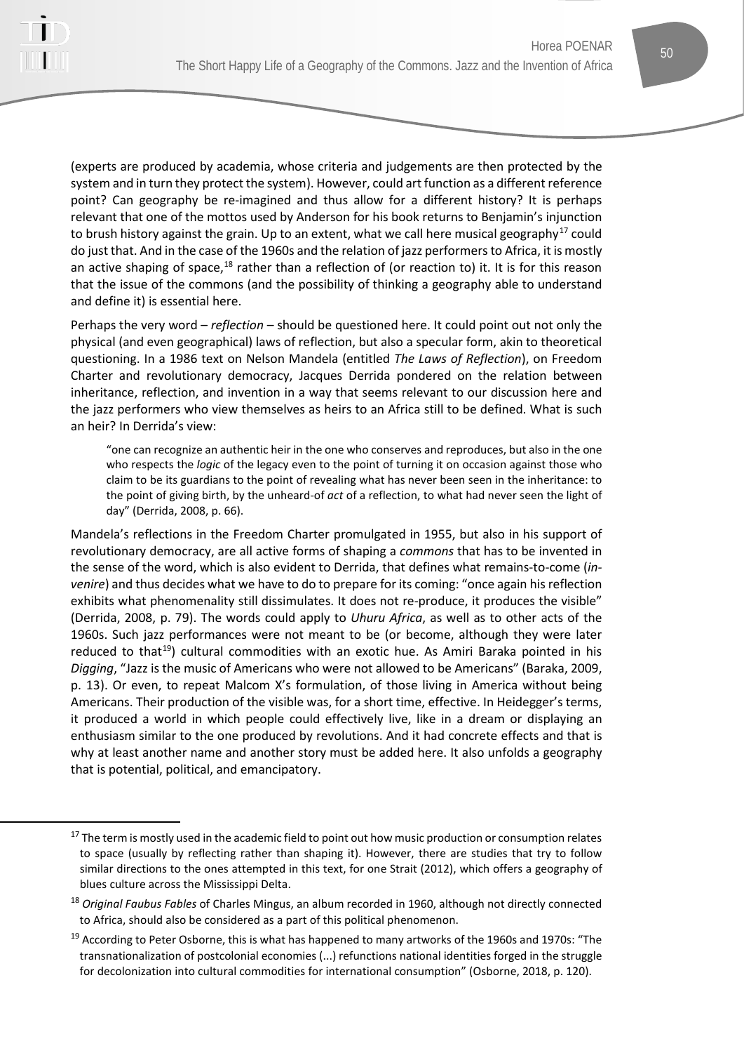(experts are produced by academia, whose criteria and judgements are then protected by the system and in turn they protect the system). However, could art function as a different reference point? Can geography be re-imagined and thus allow for a different history? It is perhaps relevant that one of the mottos used by Anderson for his book returns to Benjamin's injunction to brush history against the grain. Up to an extent, what we call here musical geography[17] could do just that. And in the case of the 1960s and the relation of jazz performers to Africa, it is mostly an active shaping of space,[18] rather than a reflection of (or reaction to) it. It is for this reason that the issue of the commons (and the possibility of thinking a geography able to understand and define it) is essential here.

Perhaps the very word – *reflection* – should be questioned here. It could point out not only the physical (and even geographical) laws of reflection, but also a specular form, akin to theoretical questioning. In a 1986 text on Nelson Mandela (entitled *The Laws of Reflection*), on Freedom Charter and revolutionary democracy, Jacques Derrida pondered on the relation between inheritance, reflection, and invention in a way that seems relevant to our discussion here and the jazz performers who view themselves as heirs to an Africa still to be defined. What is such an heir? In Derrida's view:

> "one can recognize an authentic heir in the one who conserves and reproduces, but also in the one who respects the *logic* of the legacy even to the point of turning it on occasion against those who claim to be its guardians to the point of revealing what has never been seen in the inheritance: to the point of giving birth, by the unheard-of *act* of a reflection, to what had never seen the light of day" (Derrida, 2008, p. 66).

Mandela's reflections in the Freedom Charter promulgated in 1955, but also in his support of revolutionary democracy, are all active forms of shaping a *commons* that has to be invented in the sense of the word, which is also evident to Derrida, that defines what remains-to-come (*in-venire*) and thus decides what we have to do to prepare for its coming: "once again his reflection exhibits what phenomenality still dissimulates. It does not re-produce, it produces the visible" (Derrida, 2008, p. 79). The words could apply to *Uhuru Africa*, as well as to other acts of the 1960s. Such jazz performances were not meant to be (or become, although they were later reduced to that[19]) cultural commodities with an exotic hue. As Amiri Baraka pointed in his *Digging*, "Jazz is the music of Americans who were not allowed to be Americans" (Baraka, 2009, p. 13). Or even, to repeat Malcom X's formulation, of those living in America without being Americans. Their production of the visible was, for a short time, effective. In Heidegger's terms, it produced a world in which people could effectively live, like in a dream or displaying an enthusiasm similar to the one produced by revolutions. And it had concrete effects and that is why at least another name and another story must be added here. It also unfolds a geography that is potential, political, and emancipatory.

---

[17] The term is mostly used in the academic field to point out how music production or consumption relates to space (usually by reflecting rather than shaping it). However, there are studies that try to follow similar directions to the ones attempted in this text, for one Strait (2012), which offers a geography of blues culture across the Mississippi Delta.

[18] *Original Faubus Fables* of Charles Mingus, an album recorded in 1960, although not directly connected to Africa, should also be considered as a part of this political phenomenon.

[19] According to Peter Osborne, this is what has happened to many artworks of the 1960s and 1970s: "The transnationalization of postcolonial economies (...) refunctions national identities forged in the struggle for decolonization into cultural commodities for international consumption" (Osborne, 2018, p. 120).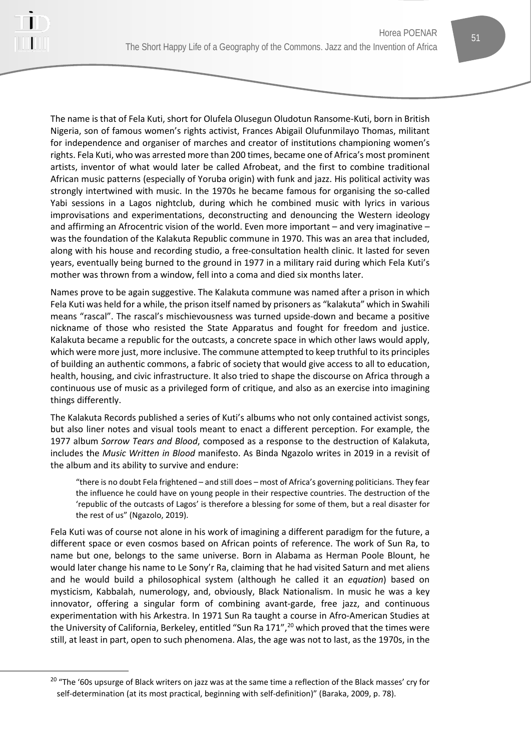The name is that of Fela Kuti, short for Olufela Olusegun Oludotun Ransome-Kuti, born in British Nigeria, son of famous women's rights activist, Frances Abigail Olufunmilayo Thomas, militant for independence and organiser of marches and creator of institutions championing women's rights. Fela Kuti, who was arrested more than 200 times, became one of Africa's most prominent artists, inventor of what would later be called Afrobeat, and the first to combine traditional African music patterns (especially of Yoruba origin) with funk and jazz. His political activity was strongly intertwined with music. In the 1970s he became famous for organising the so-called Yabi sessions in a Lagos nightclub, during which he combined music with lyrics in various improvisations and experimentations, deconstructing and denouncing the Western ideology and affirming an Afrocentric vision of the world. Even more important – and very imaginative – was the foundation of the Kalakuta Republic commune in 1970. This was an area that included, along with his house and recording studio, a free-consultation health clinic. It lasted for seven years, eventually being burned to the ground in 1977 in a military raid during which Fela Kuti's mother was thrown from a window, fell into a coma and died six months later.

Names prove to be again suggestive. The Kalakuta commune was named after a prison in which Fela Kuti was held for a while, the prison itself named by prisoners as "kalakuta" which in Swahili means "rascal". The rascal's mischievousness was turned upside-down and became a positive nickname of those who resisted the State Apparatus and fought for freedom and justice. Kalakuta became a republic for the outcasts, a concrete space in which other laws would apply, which were more just, more inclusive. The commune attempted to keep truthful to its principles of building an authentic commons, a fabric of society that would give access to all to education, health, housing, and civic infrastructure. It also tried to shape the discourse on Africa through a continuous use of music as a privileged form of critique, and also as an exercise into imagining things differently.

The Kalakuta Records published a series of Kuti's albums who not only contained activist songs, but also liner notes and visual tools meant to enact a different perception. For example, the 1977 album *Sorrow Tears and Blood*, composed as a response to the destruction of Kalakuta, includes the *Music Written in Blood* manifesto. As Binda Ngazolo writes in 2019 in a revisit of the album and its ability to survive and endure:

> "there is no doubt Fela frightened – and still does – most of Africa's governing politicians. They fear the influence he could have on young people in their respective countries. The destruction of the 'republic of the outcasts of Lagos' is therefore a blessing for some of them, but a real disaster for the rest of us" (Ngazolo, 2019).

Fela Kuti was of course not alone in his work of imagining a different paradigm for the future, a different space or even cosmos based on African points of reference. The work of Sun Ra, to name but one, belongs to the same universe. Born in Alabama as Herman Poole Blount, he would later change his name to Le Sony'r Ra, claiming that he had visited Saturn and met aliens and he would build a philosophical system (although he called it an *equation*) based on mysticism, Kabbalah, numerology, and, obviously, Black Nationalism. In music he was a key innovator, offering a singular form of combining avant-garde, free jazz, and continuous experimentation with his Arkestra. In 1971 Sun Ra taught a course in Afro-American Studies at the University of California, Berkeley, entitled "Sun Ra 171",[20] which proved that the times were still, at least in part, open to such phenomena. Alas, the age was not to last, as the 1970s, in the

[20] "The '60s upsurge of Black writers on jazz was at the same time a reflection of the Black masses' cry for self-determination (at its most practical, beginning with self-definition)" (Baraka, 2009, p. 78).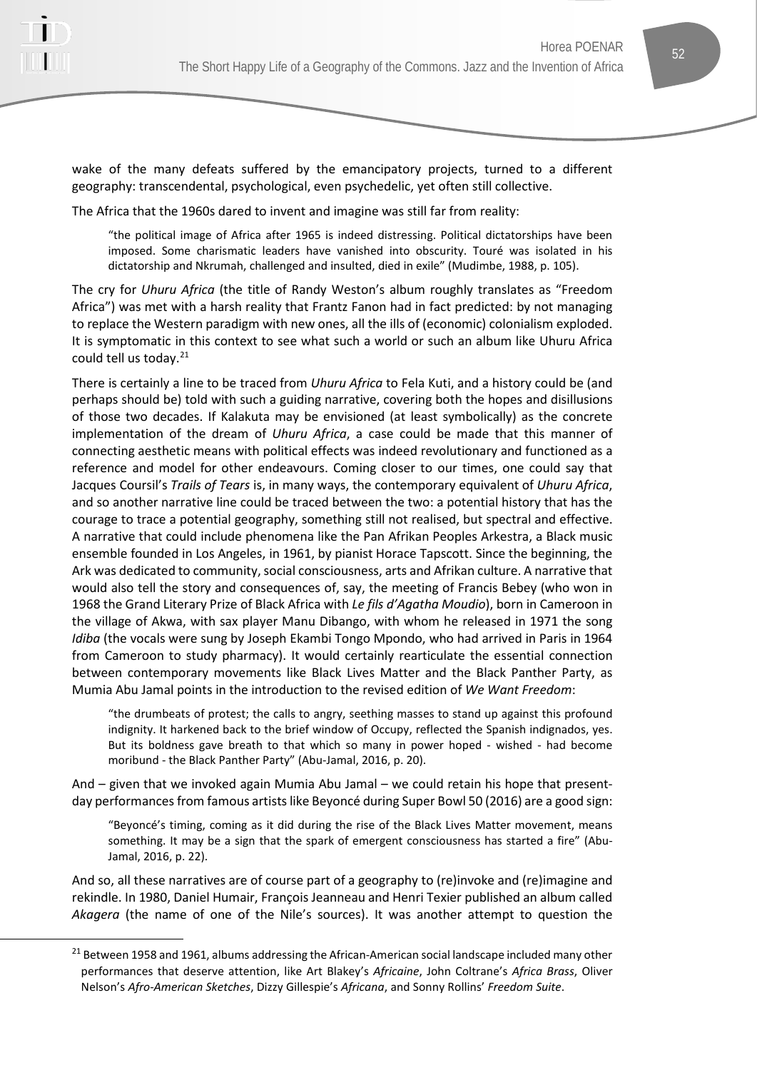wake of the many defeats suffered by the emancipatory projects, turned to a different geography: transcendental, psychological, even psychedelic, yet often still collective.

The Africa that the 1960s dared to invent and imagine was still far from reality:

> "the political image of Africa after 1965 is indeed distressing. Political dictatorships have been imposed. Some charismatic leaders have vanished into obscurity. Touré was isolated in his dictatorship and Nkrumah, challenged and insulted, died in exile" (Mudimbe, 1988, p. 105).

The cry for *Uhuru Africa* (the title of Randy Weston's album roughly translates as "Freedom Africa") was met with a harsh reality that Frantz Fanon had in fact predicted: by not managing to replace the Western paradigm with new ones, all the ills of (economic) colonialism exploded. It is symptomatic in this context to see what such a world or such an album like Uhuru Africa could tell us today.[21]

There is certainly a line to be traced from *Uhuru Africa* to Fela Kuti, and a history could be (and perhaps should be) told with such a guiding narrative, covering both the hopes and disillusions of those two decades. If Kalakuta may be envisioned (at least symbolically) as the concrete implementation of the dream of *Uhuru Africa*, a case could be made that this manner of connecting aesthetic means with political effects was indeed revolutionary and functioned as a reference and model for other endeavours. Coming closer to our times, one could say that Jacques Coursil's *Trails of Tears* is, in many ways, the contemporary equivalent of *Uhuru Africa*, and so another narrative line could be traced between the two: a potential history that has the courage to trace a potential geography, something still not realised, but spectral and effective. A narrative that could include phenomena like the Pan Afrikan Peoples Arkestra, a Black music ensemble founded in Los Angeles, in 1961, by pianist Horace Tapscott. Since the beginning, the Ark was dedicated to community, social consciousness, arts and Afrikan culture. A narrative that would also tell the story and consequences of, say, the meeting of Francis Bebey (who won in 1968 the Grand Literary Prize of Black Africa with *Le fils d'Agatha Moudio*), born in Cameroon in the village of Akwa, with sax player Manu Dibango, with whom he released in 1971 the song *Idiba* (the vocals were sung by Joseph Ekambi Tongo Mpondo, who had arrived in Paris in 1964 from Cameroon to study pharmacy). It would certainly rearticulate the essential connection between contemporary movements like Black Lives Matter and the Black Panther Party, as Mumia Abu Jamal points in the introduction to the revised edition of *We Want Freedom*:

> "the drumbeats of protest; the calls to angry, seething masses to stand up against this profound indignity. It harkened back to the brief window of Occupy, reflected the Spanish indignados, yes. But its boldness gave breath to that which so many in power hoped - wished - had become moribund - the Black Panther Party" (Abu-Jamal, 2016, p. 20).

And – given that we invoked again Mumia Abu Jamal – we could retain his hope that present-day performances from famous artists like Beyoncé during Super Bowl 50 (2016) are a good sign:

> "Beyoncé's timing, coming as it did during the rise of the Black Lives Matter movement, means something. It may be a sign that the spark of emergent consciousness has started a fire" (Abu-Jamal, 2016, p. 22).

And so, all these narratives are of course part of a geography to (re)invoke and (re)imagine and rekindle. In 1980, Daniel Humair, François Jeanneau and Henri Texier published an album called *Akagera* (the name of one of the Nile's sources). It was another attempt to question the

---

[21] Between 1958 and 1961, albums addressing the African-American social landscape included many other performances that deserve attention, like Art Blakey's *Africaine*, John Coltrane's *Africa Brass*, Oliver Nelson's *Afro-American Sketches*, Dizzy Gillespie's *Africana*, and Sonny Rollins' *Freedom Suite*.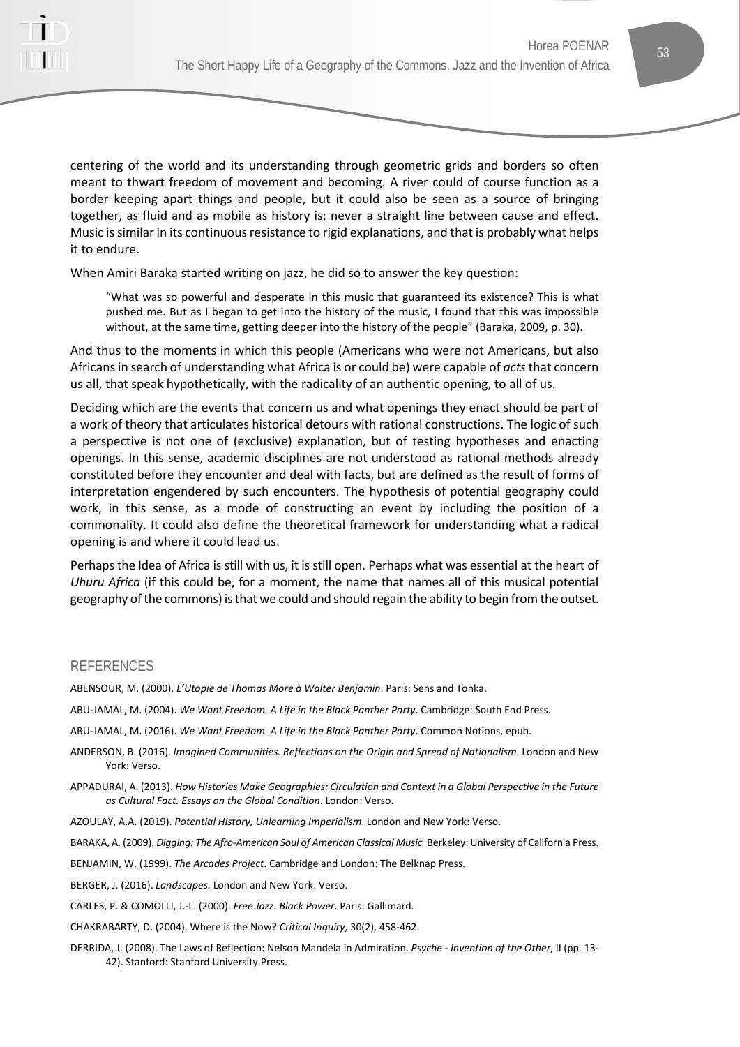centering of the world and its understanding through geometric grids and borders so often meant to thwart freedom of movement and becoming. A river could of course function as a border keeping apart things and people, but it could also be seen as a source of bringing together, as fluid and as mobile as history is: never a straight line between cause and effect. Music is similar in its continuous resistance to rigid explanations, and that is probably what helps it to endure.

When Amiri Baraka started writing on jazz, he did so to answer the key question:

> "What was so powerful and desperate in this music that guaranteed its existence? This is what pushed me. But as I began to get into the history of the music, I found that this was impossible without, at the same time, getting deeper into the history of the people" (Baraka, 2009, p. 30).

And thus to the moments in which this people (Americans who were not Americans, but also Africans in search of understanding what Africa is or could be) were capable of *acts* that concern us all, that speak hypothetically, with the radicality of an authentic opening, to all of us.

Deciding which are the events that concern us and what openings they enact should be part of a work of theory that articulates historical detours with rational constructions. The logic of such a perspective is not one of (exclusive) explanation, but of testing hypotheses and enacting openings. In this sense, academic disciplines are not understood as rational methods already constituted before they encounter and deal with facts, but are defined as the result of forms of interpretation engendered by such encounters. The hypothesis of potential geography could work, in this sense, as a mode of constructing an event by including the position of a commonality. It could also define the theoretical framework for understanding what a radical opening is and where it could lead us.

Perhaps the Idea of Africa is still with us, it is still open. Perhaps what was essential at the heart of *Uhuru Africa* (if this could be, for a moment, the name that names all of this musical potential geography of the commons) is that we could and should regain the ability to begin from the outset.

## REFERENCES

ABENSOUR, M. (2000). *L'Utopie de Thomas More à Walter Benjamin*. Paris: Sens and Tonka.

ABU-JAMAL, M. (2004). *We Want Freedom. A Life in the Black Panther Party*. Cambridge: South End Press.

ABU-JAMAL, M. (2016). *We Want Freedom. A Life in the Black Panther Party*. Common Notions, epub.

ANDERSON, B. (2016). *Imagined Communities. Reflections on the Origin and Spread of Nationalism.* London and New York: Verso.

APPADURAI, A. (2013). *How Histories Make Geographies: Circulation and Context in a Global Perspective in the Future as Cultural Fact. Essays on the Global Condition*. London: Verso.

AZOULAY, A.A. (2019). *Potential History, Unlearning Imperialism*. London and New York: Verso.

BARAKA, A. (2009). *Digging: The Afro-American Soul of American Classical Music.* Berkeley: University of California Press.

BENJAMIN, W. (1999). *The Arcades Project*. Cambridge and London: The Belknap Press.

BERGER, J. (2016). *Landscapes.* London and New York: Verso.

CARLES, P. & COMOLLI, J.-L. (2000). *Free Jazz. Black Power*. Paris: Gallimard.

CHAKRABARTY, D. (2004). Where is the Now? *Critical Inquiry*, 30(2), 458-462.

DERRIDA, J. (2008). The Laws of Reflection: Nelson Mandela in Admiration. *Psyche - Invention of the Other*, II (pp. 13-42). Stanford: Stanford University Press.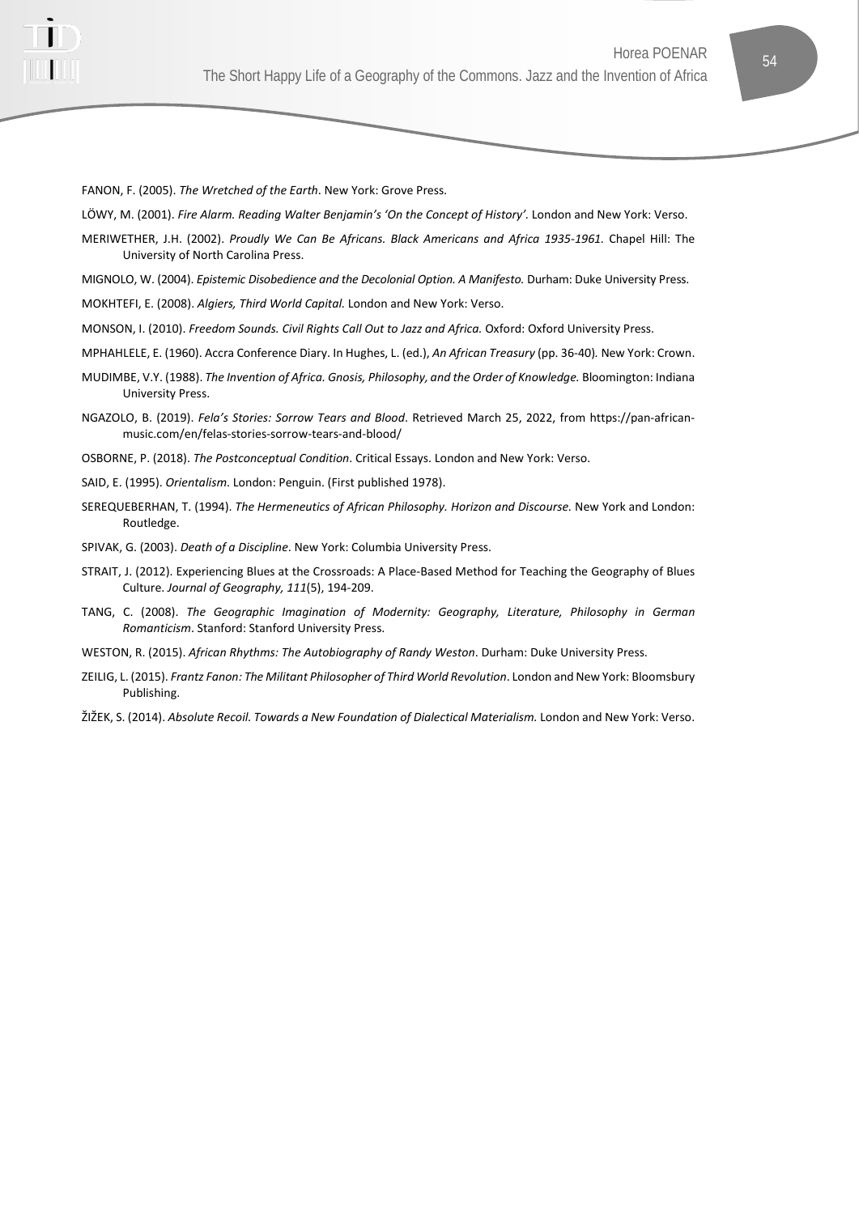FANON, F. (2005). *The Wretched of the Earth*. New York: Grove Press.

LÖWY, M. (2001). *Fire Alarm. Reading Walter Benjamin's 'On the Concept of History'*. London and New York: Verso.

MERIWETHER, J.H. (2002). *Proudly We Can Be Africans. Black Americans and Africa 1935-1961.* Chapel Hill: The University of North Carolina Press.

MIGNOLO, W. (2004). *Epistemic Disobedience and the Decolonial Option. A Manifesto.* Durham: Duke University Press.

MOKHTEFI, E. (2008). *Algiers, Third World Capital.* London and New York: Verso.

MONSON, I. (2010). *Freedom Sounds. Civil Rights Call Out to Jazz and Africa.* Oxford: Oxford University Press.

MPHAHLELE, E. (1960). Accra Conference Diary. In Hughes, L. (ed.), *An African Treasury* (pp. 36-40)*.* New York: Crown.

MUDIMBE, V.Y. (1988). *The Invention of Africa. Gnosis, Philosophy, and the Order of Knowledge.* Bloomington: Indiana University Press.

NGAZOLO, B. (2019). *Fela's Stories: Sorrow Tears and Blood*. Retrieved March 25, 2022, from https://pan-african-music.com/en/felas-stories-sorrow-tears-and-blood/

OSBORNE, P. (2018). *The Postconceptual Condition*. Critical Essays. London and New York: Verso.

SAID, E. (1995). *Orientalism*. London: Penguin. (First published 1978).

SEREQUEBERHAN, T. (1994). *The Hermeneutics of African Philosophy. Horizon and Discourse.* New York and London: Routledge.

SPIVAK, G. (2003). *Death of a Discipline*. New York: Columbia University Press.

STRAIT, J. (2012). Experiencing Blues at the Crossroads: A Place-Based Method for Teaching the Geography of Blues Culture. *Journal of Geography, 111*(5), 194-209.

TANG, C. (2008). *The Geographic Imagination of Modernity: Geography, Literature, Philosophy in German Romanticism*. Stanford: Stanford University Press.

WESTON, R. (2015). *African Rhythms: The Autobiography of Randy Weston*. Durham: Duke University Press.

ZEILIG, L. (2015). *Frantz Fanon: The Militant Philosopher of Third World Revolution*. London and New York: Bloomsbury Publishing.

ŽIŽEK, S. (2014). *Absolute Recoil. Towards a New Foundation of Dialectical Materialism.* London and New York: Verso.